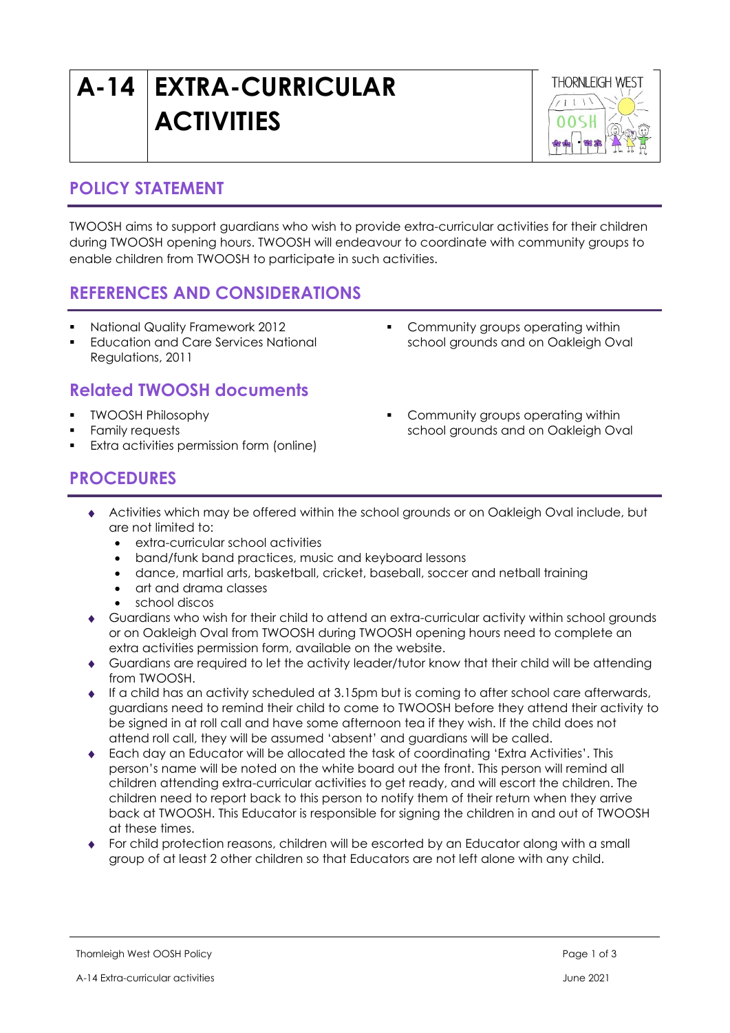# A-14 EXTRA-CURRICULAR ACTIVITIES

## POLICY STATEMENT

TWOOSH aims to support guardians who wish to provide extra-curricular activities for their children during TWOOSH opening hours. TWOOSH will endeavour to coordinate with community groups to enable children from TWOOSH to participate in such activities.

## REFERENCES AND CONSIDERATIONS

- National Quality Framework 2012
- Education and Care Services National Regulations, 2011
- Community groups operating within school grounds and on Oakleigh Oval

## Related TWOOSH documents

- TWOOSH Philosophy
- Family requests
- Extra activities permission form (online)
- Community groups operating within school grounds and on Oakleigh Oval

## PROCEDURES

- Activities which may be offered within the school grounds or on Oakleigh Oval include, but are not limited to:
  - extra-curricular school activities
  - band/funk band practices, music and keyboard lessons
  - dance, martial arts, basketball, cricket, baseball, soccer and netball training
  - art and drama classes
  - school discos
- Guardians who wish for their child to attend an extra-curricular activity within school grounds or on Oakleigh Oval from TWOOSH during TWOOSH opening hours need to complete an extra activities permission form, available on the website.
- Guardians are required to let the activity leader/tutor know that their child will be attending from TWOOSH.
- If a child has an activity scheduled at 3.15pm but is coming to after school care afterwards, guardians need to remind their child to come to TWOOSH before they attend their activity to be signed in at roll call and have some afternoon tea if they wish. If the child does not attend roll call, they will be assumed 'absent' and guardians will be called.
- Each day an Educator will be allocated the task of coordinating 'Extra Activities'. This person's name will be noted on the white board out the front. This person will remind all children attending extra-curricular activities to get ready, and will escort the children. The children need to report back to this person to notify them of their return when they arrive back at TWOOSH. This Educator is responsible for signing the children in and out of TWOOSH at these times.
- For child protection reasons, children will be escorted by an Educator along with a small group of at least 2 other children so that Educators are not left alone with any child.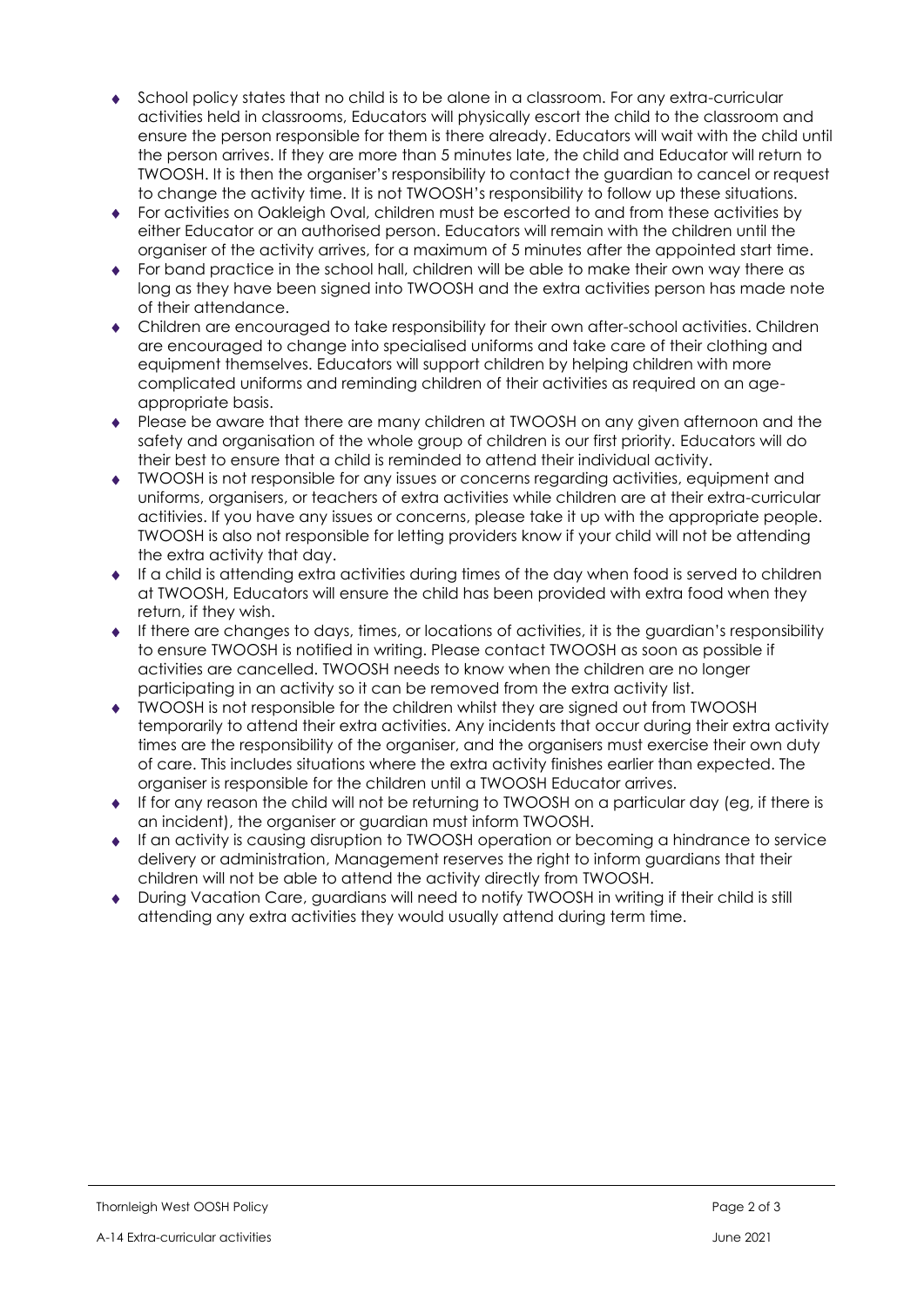- School policy states that no child is to be alone in a classroom. For any extra-curricular activities held in classrooms, Educators will physically escort the child to the classroom and ensure the person responsible for them is there already. Educators will wait with the child until the person arrives. If they are more than 5 minutes late, the child and Educator will return to TWOOSH. It is then the organiser's responsibility to contact the guardian to cancel or request to change the activity time. It is not TWOOSH's responsibility to follow up these situations.
- For activities on Oakleigh Oval, children must be escorted to and from these activities by either Educator or an authorised person. Educators will remain with the children until the organiser of the activity arrives, for a maximum of 5 minutes after the appointed start time.
- For band practice in the school hall, children will be able to make their own way there as long as they have been signed into TWOOSH and the extra activities person has made note of their attendance.
- Children are encouraged to take responsibility for their own after-school activities. Children are encouraged to change into specialised uniforms and take care of their clothing and equipment themselves. Educators will support children by helping children with more complicated uniforms and reminding children of their activities as required on an age-appropriate basis.
- Please be aware that there are many children at TWOOSH on any given afternoon and the safety and organisation of the whole group of children is our first priority. Educators will do their best to ensure that a child is reminded to attend their individual activity.
- TWOOSH is not responsible for any issues or concerns regarding activities, equipment and uniforms, organisers, or teachers of extra activities while children are at their extra-curricular activities. If you have any issues or concerns, please take it up with the appropriate people. TWOOSH is also not responsible for letting providers know if your child will not be attending the extra activity that day.
- If a child is attending extra activities during times of the day when food is served to children at TWOOSH, Educators will ensure the child has been provided with extra food when they return, if they wish.
- If there are changes to days, times, or locations of activities, it is the guardian's responsibility to ensure TWOOSH is notified in writing. Please contact TWOOSH as soon as possible if activities are cancelled. TWOOSH needs to know when the children are no longer participating in an activity so it can be removed from the extra activity list.
- TWOOSH is not responsible for the children whilst they are signed out from TWOOSH temporarily to attend their extra activities. Any incidents that occur during their extra activity times are the responsibility of the organiser, and the organisers must exercise their own duty of care. This includes situations where the extra activity finishes earlier than expected. The organiser is responsible for the children until a TWOOSH Educator arrives.
- If for any reason the child will not be returning to TWOOSH on a particular day (eg, if there is an incident), the organiser or guardian must inform TWOOSH.
- If an activity is causing disruption to TWOOSH operation or becoming a hindrance to service delivery or administration, Management reserves the right to inform guardians that their children will not be able to attend the activity directly from TWOOSH.
- During Vacation Care, guardians will need to notify TWOOSH in writing if their child is still attending any extra activities they would usually attend during term time.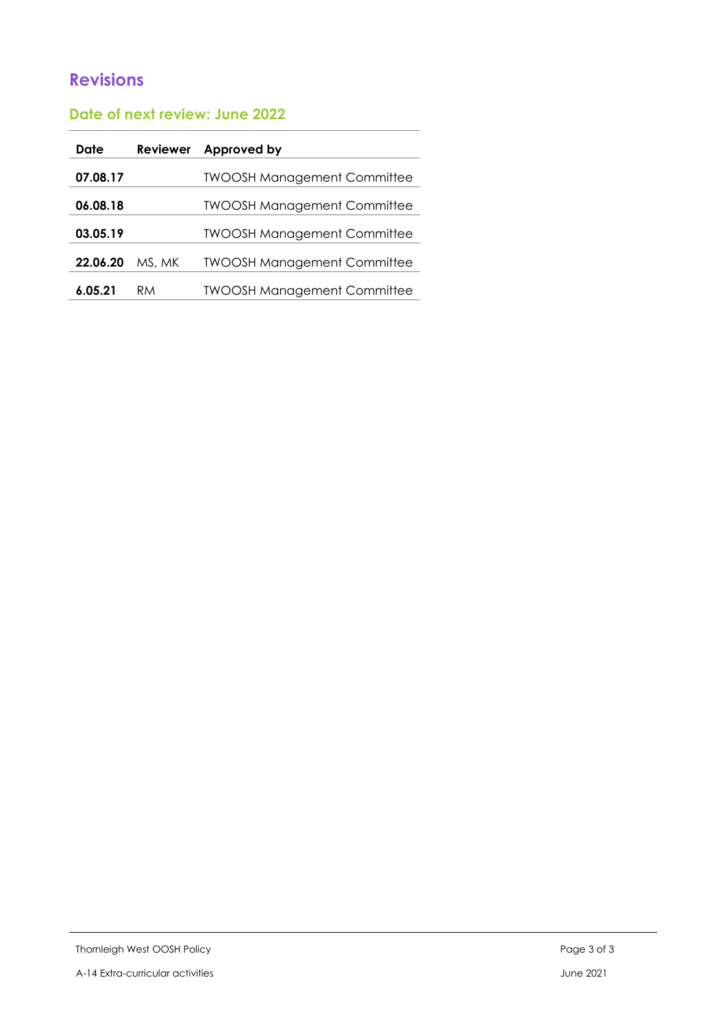## Revisions

### Date of next review: June 2022

| Date | Reviewer | Approved by |
|---|---|---|
| **07.08.17** | | TWOOSH Management Committee |
| **06.08.18** | | TWOOSH Management Committee |
| **03.05.19** | | TWOOSH Management Committee |
| **22.06.20** | MS, MK | TWOOSH Management Committee |
| **6.05.21** | RM | TWOOSH Management Committee |